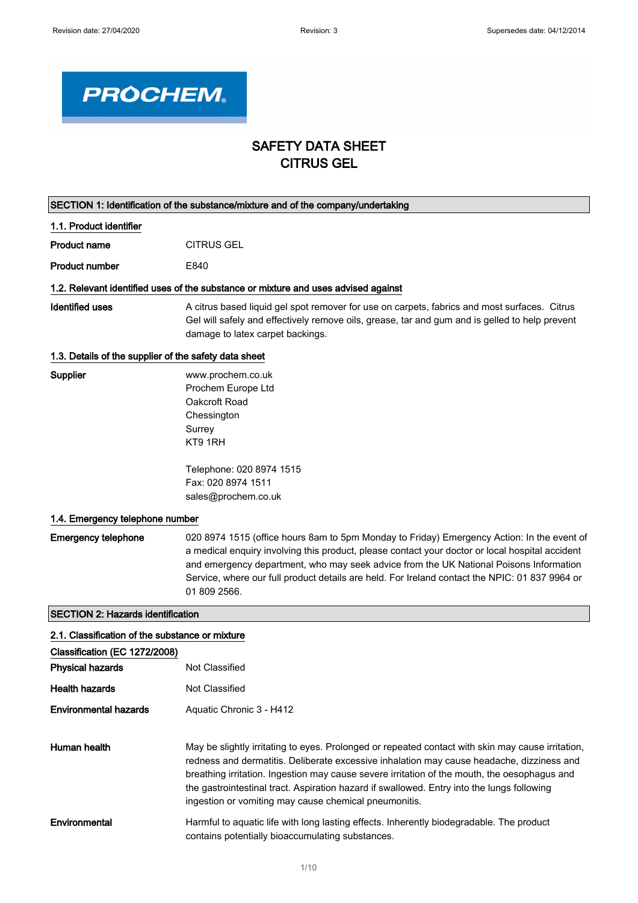# SAFETY DATA SHEET
# CITRUS GEL

## SECTION 1: Identification of the substance/mixture and of the company/undertaking

### 1.1. Product identifier

**Product name** CITRUS GEL

**Product number** E840

### 1.2. Relevant identified uses of the substance or mixture and uses advised against

**Identified uses** A citrus based liquid gel spot remover for use on carpets, fabrics and most surfaces. Citrus Gel will safely and effectively remove oils, grease, tar and gum and is gelled to help prevent damage to latex carpet backings.

### 1.3. Details of the supplier of the safety data sheet

**Supplier**

www.prochem.co.uk
Prochem Europe Ltd
Oakcroft Road
Chessington
Surrey
KT9 1RH

Telephone: 020 8974 1515
Fax: 020 8974 1511
sales@prochem.co.uk

### 1.4. Emergency telephone number

**Emergency telephone** 020 8974 1515 (office hours 8am to 5pm Monday to Friday) Emergency Action: In the event of a medical enquiry involving this product, please contact your doctor or local hospital accident and emergency department, who may seek advice from the UK National Poisons Information Service, where our full product details are held. For Ireland contact the NPIC: 01 837 9964 or 01 809 2566.

## SECTION 2: Hazards identification

### 2.1. Classification of the substance or mixture

**Classification (EC 1272/2008)**

**Physical hazards** Not Classified

**Health hazards** Not Classified

**Environmental hazards** Aquatic Chronic 3 - H412

**Human health** May be slightly irritating to eyes. Prolonged or repeated contact with skin may cause irritation, redness and dermatitis. Deliberate excessive inhalation may cause headache, dizziness and breathing irritation. Ingestion may cause severe irritation of the mouth, the oesophagus and the gastrointestinal tract. Aspiration hazard if swallowed. Entry into the lungs following ingestion or vomiting may cause chemical pneumonitis.

**Environmental** Harmful to aquatic life with long lasting effects. Inherently biodegradable. The product contains potentially bioaccumulating substances.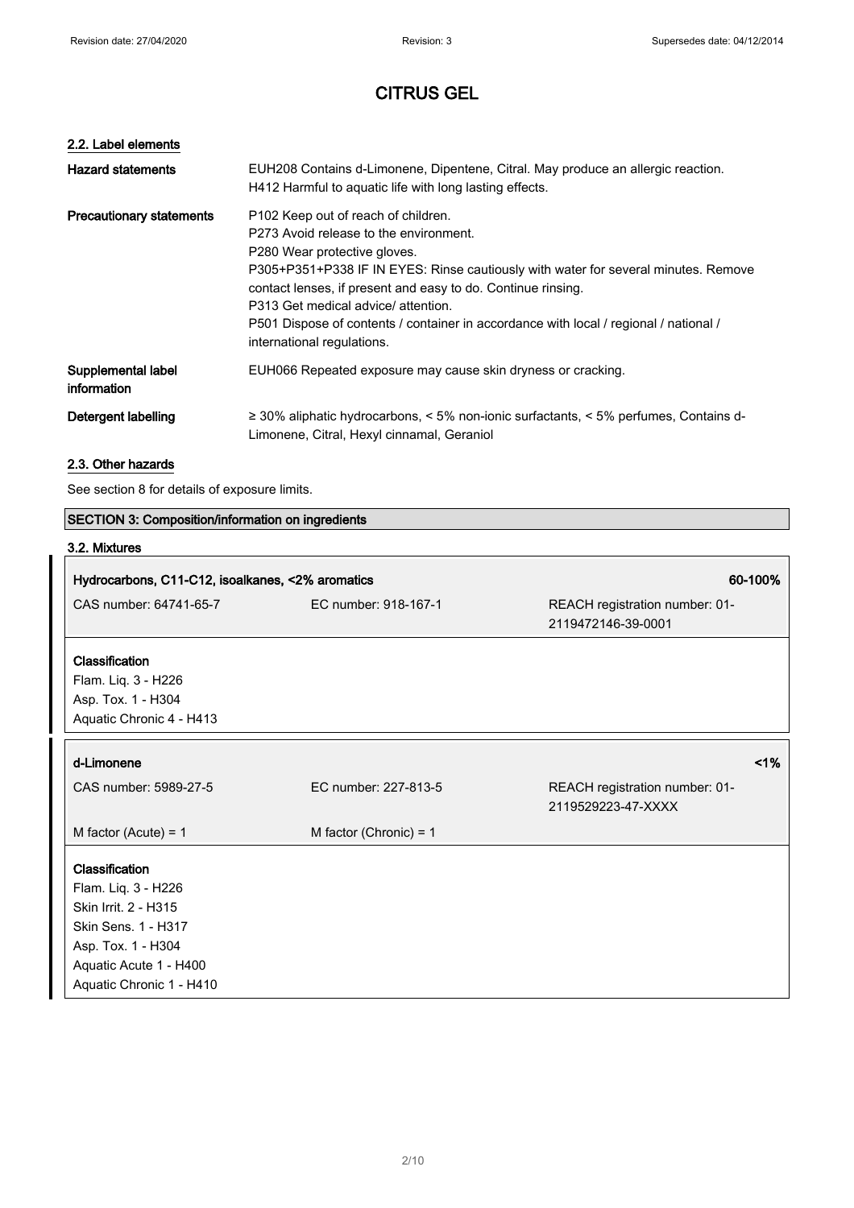# CITRUS GEL

### 2.2. Label elements

**Hazard statements**

EUH208 Contains d-Limonene, Dipentene, Citral. May produce an allergic reaction.
H412 Harmful to aquatic life with long lasting effects.

**Precautionary statements**

P102 Keep out of reach of children.
P273 Avoid release to the environment.
P280 Wear protective gloves.
P305+P351+P338 IF IN EYES: Rinse cautiously with water for several minutes. Remove contact lenses, if present and easy to do. Continue rinsing.
P313 Get medical advice/ attention.
P501 Dispose of contents / container in accordance with local / regional / national / international regulations.

**Supplemental label information**

EUH066 Repeated exposure may cause skin dryness or cracking.

**Detergent labelling**

≥ 30% aliphatic hydrocarbons, < 5% non-ionic surfactants, < 5% perfumes, Contains d-Limonene, Citral, Hexyl cinnamal, Geraniol

### 2.3. Other hazards

See section 8 for details of exposure limits.

## SECTION 3: Composition/information on ingredients

### 3.2. Mixtures

| **Hydrocarbons, C11-C12, isoalkanes, <2% aromatics** | | **60-100%** |
|---|---|---|
| CAS number: 64741-65-7 | EC number: 918-167-1 | REACH registration number: 01-2119472146-39-0001 |

**Classification**
Flam. Liq. 3 - H226
Asp. Tox. 1 - H304
Aquatic Chronic 4 - H413

| **d-Limonene** | | **<1%** |
|---|---|---|
| CAS number: 5989-27-5 | EC number: 227-813-5 | REACH registration number: 01-2119529223-47-XXXX |
| M factor (Acute) = 1 | M factor (Chronic) = 1 | |

**Classification**
Flam. Liq. 3 - H226
Skin Irrit. 2 - H315
Skin Sens. 1 - H317
Asp. Tox. 1 - H304
Aquatic Acute 1 - H400
Aquatic Chronic 1 - H410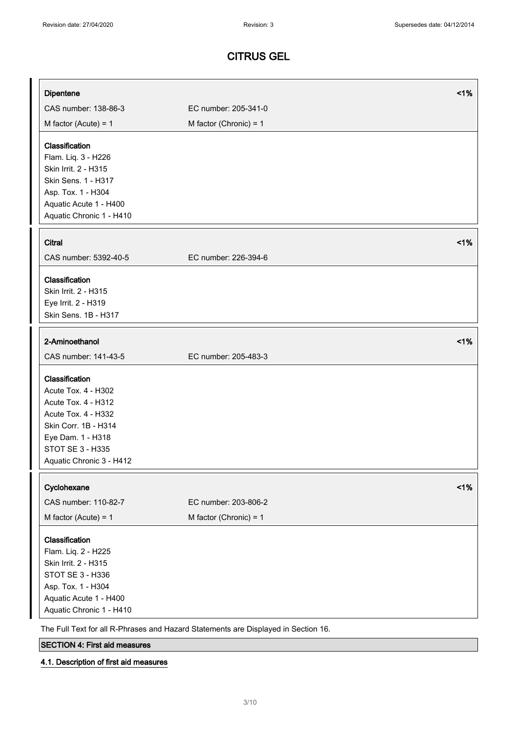# CITRUS GEL

| **Dipentene** | | **<1%** |
|---|---|---|
| CAS number: 138-86-3 | EC number: 205-341-0 | |
| M factor (Acute) = 1 | M factor (Chronic) = 1 | |

**Classification**
Flam. Liq. 3 - H226
Skin Irrit. 2 - H315
Skin Sens. 1 - H317
Asp. Tox. 1 - H304
Aquatic Acute 1 - H400
Aquatic Chronic 1 - H410

| **Citral** | | **<1%** |
|---|---|---|
| CAS number: 5392-40-5 | EC number: 226-394-6 | |

**Classification**
Skin Irrit. 2 - H315
Eye Irrit. 2 - H319
Skin Sens. 1B - H317

| **2-Aminoethanol** | | **<1%** |
|---|---|---|
| CAS number: 141-43-5 | EC number: 205-483-3 | |

**Classification**
Acute Tox. 4 - H302
Acute Tox. 4 - H312
Acute Tox. 4 - H332
Skin Corr. 1B - H314
Eye Dam. 1 - H318
STOT SE 3 - H335
Aquatic Chronic 3 - H412

| **Cyclohexane** | | **<1%** |
|---|---|---|
| CAS number: 110-82-7 | EC number: 203-806-2 | |
| M factor (Acute) = 1 | M factor (Chronic) = 1 | |

**Classification**
Flam. Liq. 2 - H225
Skin Irrit. 2 - H315
STOT SE 3 - H336
Asp. Tox. 1 - H304
Aquatic Acute 1 - H400
Aquatic Chronic 1 - H410

The Full Text for all R-Phrases and Hazard Statements are Displayed in Section 16.

## SECTION 4: First aid measures

### 4.1. Description of first aid measures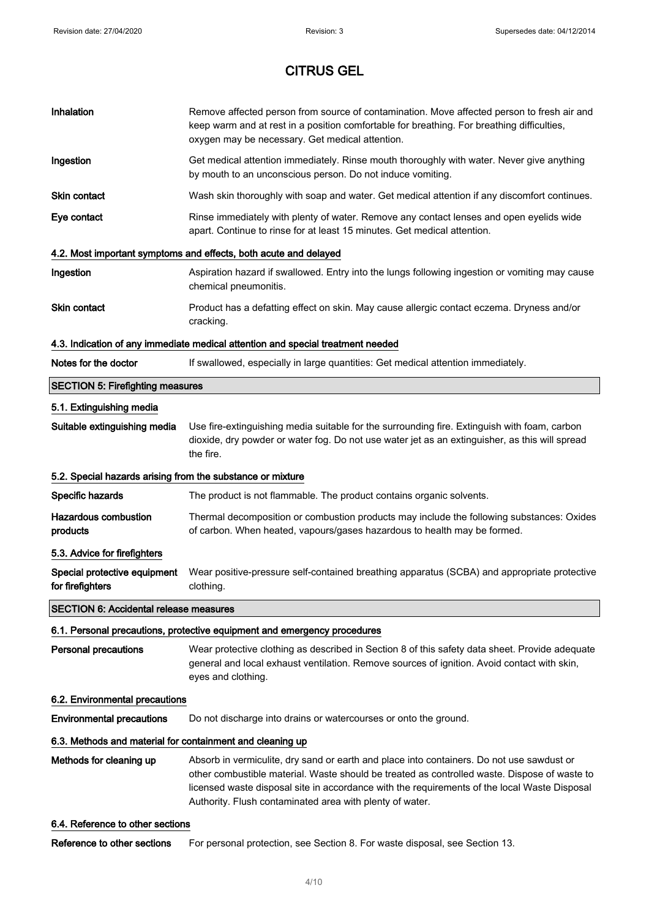| | |
|---|---|
| **Inhalation** | Remove affected person from source of contamination. Move affected person to fresh air and keep warm and at rest in a position comfortable for breathing. For breathing difficulties, oxygen may be necessary. Get medical attention. |
| **Ingestion** | Get medical attention immediately. Rinse mouth thoroughly with water. Never give anything by mouth to an unconscious person. Do not induce vomiting. |
| **Skin contact** | Wash skin thoroughly with soap and water. Get medical attention if any discomfort continues. |
| **Eye contact** | Rinse immediately with plenty of water. Remove any contact lenses and open eyelids wide apart. Continue to rinse for at least 15 minutes. Get medical attention. |

### 4.2. Most important symptoms and effects, both acute and delayed

| | |
|---|---|
| **Ingestion** | Aspiration hazard if swallowed. Entry into the lungs following ingestion or vomiting may cause chemical pneumonitis. |
| **Skin contact** | Product has a defatting effect on skin. May cause allergic contact eczema. Dryness and/or cracking. |

### 4.3. Indication of any immediate medical attention and special treatment needed

| | |
|---|---|
| **Notes for the doctor** | If swallowed, especially in large quantities: Get medical attention immediately. |

## SECTION 5: Firefighting measures

### 5.1. Extinguishing media

| | |
|---|---|
| **Suitable extinguishing media** | Use fire-extinguishing media suitable for the surrounding fire. Extinguish with foam, carbon dioxide, dry powder or water fog. Do not use water jet as an extinguisher, as this will spread the fire. |

### 5.2. Special hazards arising from the substance or mixture

| | |
|---|---|
| **Specific hazards** | The product is not flammable. The product contains organic solvents. |
| **Hazardous combustion products** | Thermal decomposition or combustion products may include the following substances: Oxides of carbon. When heated, vapours/gases hazardous to health may be formed. |

### 5.3. Advice for firefighters

| | |
|---|---|
| **Special protective equipment for firefighters** | Wear positive-pressure self-contained breathing apparatus (SCBA) and appropriate protective clothing. |

## SECTION 6: Accidental release measures

### 6.1. Personal precautions, protective equipment and emergency procedures

| | |
|---|---|
| **Personal precautions** | Wear protective clothing as described in Section 8 of this safety data sheet. Provide adequate general and local exhaust ventilation. Remove sources of ignition. Avoid contact with skin, eyes and clothing. |

### 6.2. Environmental precautions

| | |
|---|---|
| **Environmental precautions** | Do not discharge into drains or watercourses or onto the ground. |

### 6.3. Methods and material for containment and cleaning up

| | |
|---|---|
| **Methods for cleaning up** | Absorb in vermiculite, dry sand or earth and place into containers. Do not use sawdust or other combustible material. Waste should be treated as controlled waste. Dispose of waste to licensed waste disposal site in accordance with the requirements of the local Waste Disposal Authority. Flush contaminated area with plenty of water. |

### 6.4. Reference to other sections

| | |
|---|---|
| **Reference to other sections** | For personal protection, see Section 8. For waste disposal, see Section 13. |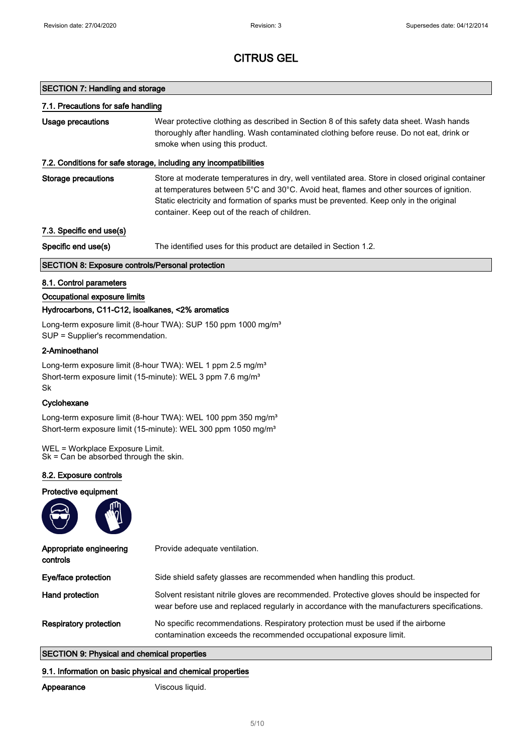# CITRUS GEL

## SECTION 7: Handling and storage

### 7.1. Precautions for safe handling

**Usage precautions** Wear protective clothing as described in Section 8 of this safety data sheet. Wash hands thoroughly after handling. Wash contaminated clothing before reuse. Do not eat, drink or smoke when using this product.

### 7.2. Conditions for safe storage, including any incompatibilities

**Storage precautions** Store at moderate temperatures in dry, well ventilated area. Store in closed original container at temperatures between 5°C and 30°C. Avoid heat, flames and other sources of ignition. Static electricity and formation of sparks must be prevented. Keep only in the original container. Keep out of the reach of children.

### 7.3. Specific end use(s)

**Specific end use(s)** The identified uses for this product are detailed in Section 1.2.

## SECTION 8: Exposure controls/Personal protection

### 8.1. Control parameters

**Occupational exposure limits**

**Hydrocarbons, C11-C12, isoalkanes, <2% aromatics**

Long-term exposure limit (8-hour TWA): SUP 150 ppm 1000 mg/m³
SUP = Supplier's recommendation.

**2-Aminoethanol**

Long-term exposure limit (8-hour TWA): WEL 1 ppm 2.5 mg/m³
Short-term exposure limit (15-minute): WEL 3 ppm 7.6 mg/m³
Sk

**Cyclohexane**

Long-term exposure limit (8-hour TWA): WEL 100 ppm 350 mg/m³
Short-term exposure limit (15-minute): WEL 300 ppm 1050 mg/m³

WEL = Workplace Exposure Limit.
Sk = Can be absorbed through the skin.

### 8.2. Exposure controls

**Protective equipment**

**Appropriate engineering controls** Provide adequate ventilation.

**Eye/face protection** Side shield safety glasses are recommended when handling this product.

**Hand protection** Solvent resistant nitrile gloves are recommended. Protective gloves should be inspected for wear before use and replaced regularly in accordance with the manufacturers specifications.

**Respiratory protection** No specific recommendations. Respiratory protection must be used if the airborne contamination exceeds the recommended occupational exposure limit.

## SECTION 9: Physical and chemical properties

### 9.1. Information on basic physical and chemical properties

**Appearance** Viscous liquid.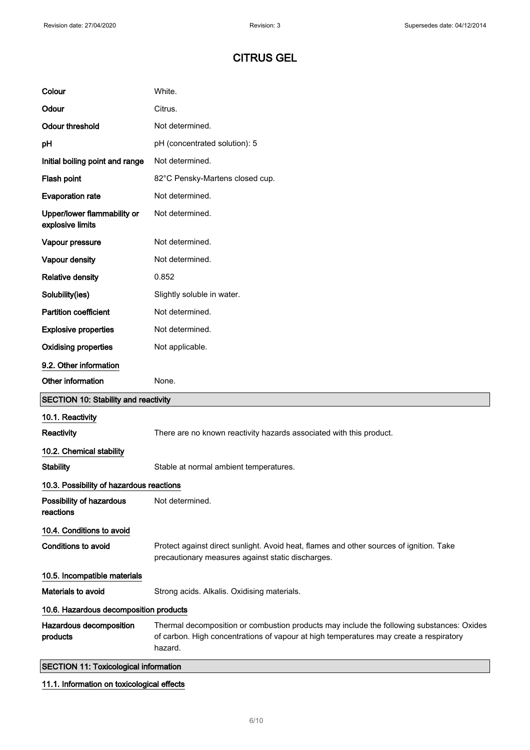# CITRUS GEL

| | |
|---|---|
| **Colour** | White. |
| **Odour** | Citrus. |
| **Odour threshold** | Not determined. |
| **pH** | pH (concentrated solution): 5 |
| **Initial boiling point and range** | Not determined. |
| **Flash point** | 82°C Pensky-Martens closed cup. |
| **Evaporation rate** | Not determined. |
| **Upper/lower flammability or explosive limits** | Not determined. |
| **Vapour pressure** | Not determined. |
| **Vapour density** | Not determined. |
| **Relative density** | 0.852 |
| **Solubility(ies)** | Slightly soluble in water. |
| **Partition coefficient** | Not determined. |
| **Explosive properties** | Not determined. |
| **Oxidising properties** | Not applicable. |

### 9.2. Other information

| | |
|---|---|
| **Other information** | None. |

## SECTION 10: Stability and reactivity

### 10.1. Reactivity

| | |
|---|---|
| **Reactivity** | There are no known reactivity hazards associated with this product. |

### 10.2. Chemical stability

| | |
|---|---|
| **Stability** | Stable at normal ambient temperatures. |

### 10.3. Possibility of hazardous reactions

| | |
|---|---|
| **Possibility of hazardous reactions** | Not determined. |

### 10.4. Conditions to avoid

| | |
|---|---|
| **Conditions to avoid** | Protect against direct sunlight. Avoid heat, flames and other sources of ignition. Take precautionary measures against static discharges. |

### 10.5. Incompatible materials

| | |
|---|---|
| **Materials to avoid** | Strong acids. Alkalis. Oxidising materials. |

### 10.6. Hazardous decomposition products

| | |
|---|---|
| **Hazardous decomposition products** | Thermal decomposition or combustion products may include the following substances: Oxides of carbon. High concentrations of vapour at high temperatures may create a respiratory hazard. |

## SECTION 11: Toxicological information

### 11.1. Information on toxicological effects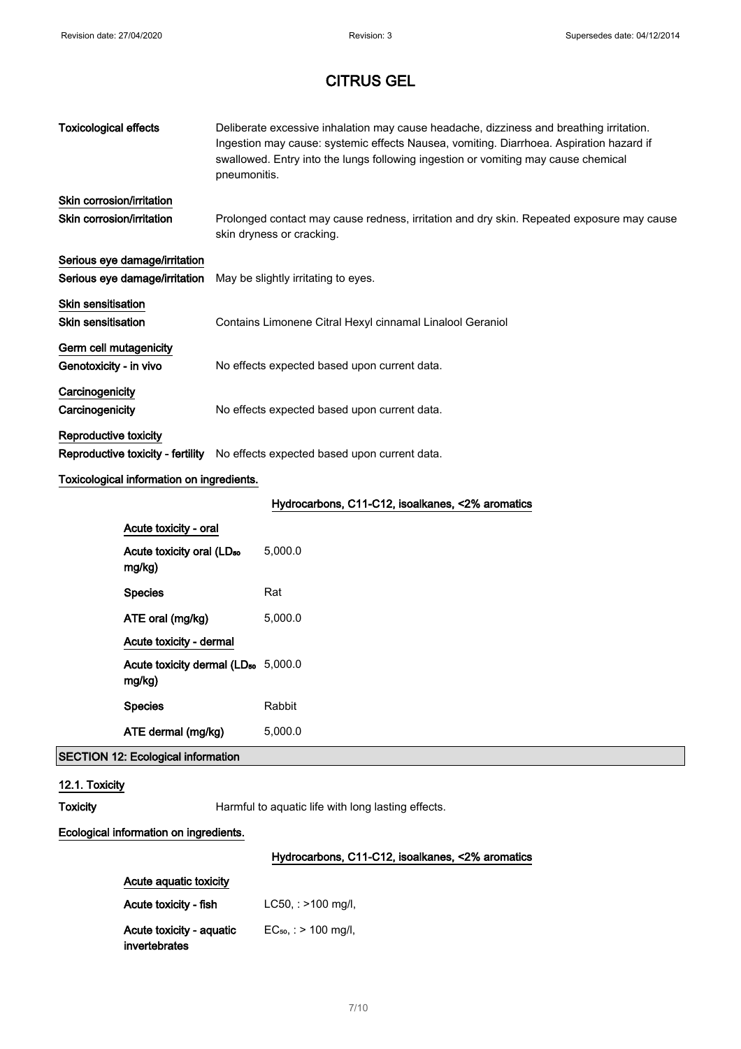# CITRUS GEL

| | |
|---|---|
| **Toxicological effects** | Deliberate excessive inhalation may cause headache, dizziness and breathing irritation. Ingestion may cause: systemic effects Nausea, vomiting. Diarrhoea. Aspiration hazard if swallowed. Entry into the lungs following ingestion or vomiting may cause chemical pneumonitis. |

**Skin corrosion/irritation**

| | |
|---|---|
| **Skin corrosion/irritation** | Prolonged contact may cause redness, irritation and dry skin. Repeated exposure may cause skin dryness or cracking. |

**Serious eye damage/irritation**

| | |
|---|---|
| **Serious eye damage/irritation** | May be slightly irritating to eyes. |

**Skin sensitisation**

| | |
|---|---|
| **Skin sensitisation** | Contains Limonene Citral Hexyl cinnamal Linalool Geraniol |

**Germ cell mutagenicity**

| | |
|---|---|
| **Genotoxicity - in vivo** | No effects expected based upon current data. |

**Carcinogenicity**

| | |
|---|---|
| **Carcinogenicity** | No effects expected based upon current data. |

**Reproductive toxicity**

| | |
|---|---|
| **Reproductive toxicity - fertility** | No effects expected based upon current data. |

**Toxicological information on ingredients.**

**Hydrocarbons, C11-C12, isoalkanes, <2% aromatics**

**Acute toxicity - oral**

| | |
|---|---|
| **Acute toxicity oral ($LD_{50}$ mg/kg)** | 5,000.0 |
| **Species** | Rat |
| **ATE oral (mg/kg)** | 5,000.0 |

**Acute toxicity - dermal**

| | |
|---|---|
| **Acute toxicity dermal ($LD_{50}$ mg/kg)** | 5,000.0 |
| **Species** | Rabbit |
| **ATE dermal (mg/kg)** | 5,000.0 |

## SECTION 12: Ecological information

### 12.1. Toxicity

| | |
|---|---|
| **Toxicity** | Harmful to aquatic life with long lasting effects. |

**Ecological information on ingredients.**

**Hydrocarbons, C11-C12, isoalkanes, <2% aromatics**

**Acute aquatic toxicity**

| | |
|---|---|
| **Acute toxicity - fish** | LC50, : >100 mg/l, |
| **Acute toxicity - aquatic invertebrates** | $EC_{50}$, : > 100 mg/l, |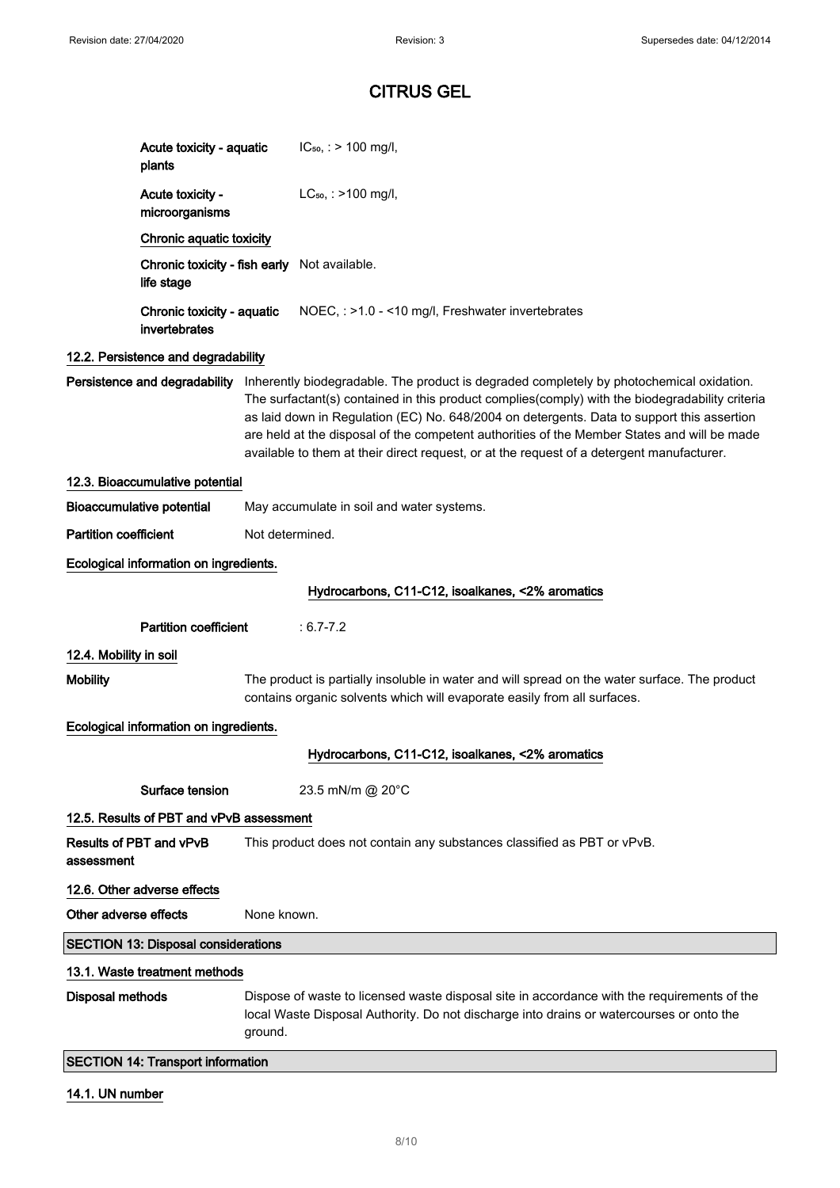# CITRUS GEL

**Acute toxicity - aquatic plants** $IC_{50}$, : > 100 mg/l,

**Acute toxicity - microorganisms** $LC_{50}$, : >100 mg/l,

**Chronic aquatic toxicity**

**Chronic toxicity - fish early life stage** Not available.

**Chronic toxicity - aquatic invertebrates** NOEC, : >1.0 - <10 mg/l, Freshwater invertebrates

### 12.2. Persistence and degradability

**Persistence and degradability** Inherently biodegradable. The product is degraded completely by photochemical oxidation. The surfactant(s) contained in this product complies(comply) with the biodegradability criteria as laid down in Regulation (EC) No. 648/2004 on detergents. Data to support this assertion are held at the disposal of the competent authorities of the Member States and will be made available to them at their direct request, or at the request of a detergent manufacturer.

### 12.3. Bioaccumulative potential

**Bioaccumulative potential** May accumulate in soil and water systems.

**Partition coefficient** Not determined.

**Ecological information on ingredients.**

**Hydrocarbons, C11-C12, isoalkanes, <2% aromatics**

**Partition coefficient** : 6.7-7.2

### 12.4. Mobility in soil

**Mobility** The product is partially insoluble in water and will spread on the water surface. The product contains organic solvents which will evaporate easily from all surfaces.

**Ecological information on ingredients.**

**Hydrocarbons, C11-C12, isoalkanes, <2% aromatics**

**Surface tension** 23.5 mN/m @ 20°C

### 12.5. Results of PBT and vPvB assessment

**Results of PBT and vPvB assessment** This product does not contain any substances classified as PBT or vPvB.

### 12.6. Other adverse effects

**Other adverse effects** None known.

## SECTION 13: Disposal considerations

### 13.1. Waste treatment methods

**Disposal methods** Dispose of waste to licensed waste disposal site in accordance with the requirements of the local Waste Disposal Authority. Do not discharge into drains or watercourses or onto the ground.

## SECTION 14: Transport information

### 14.1. UN number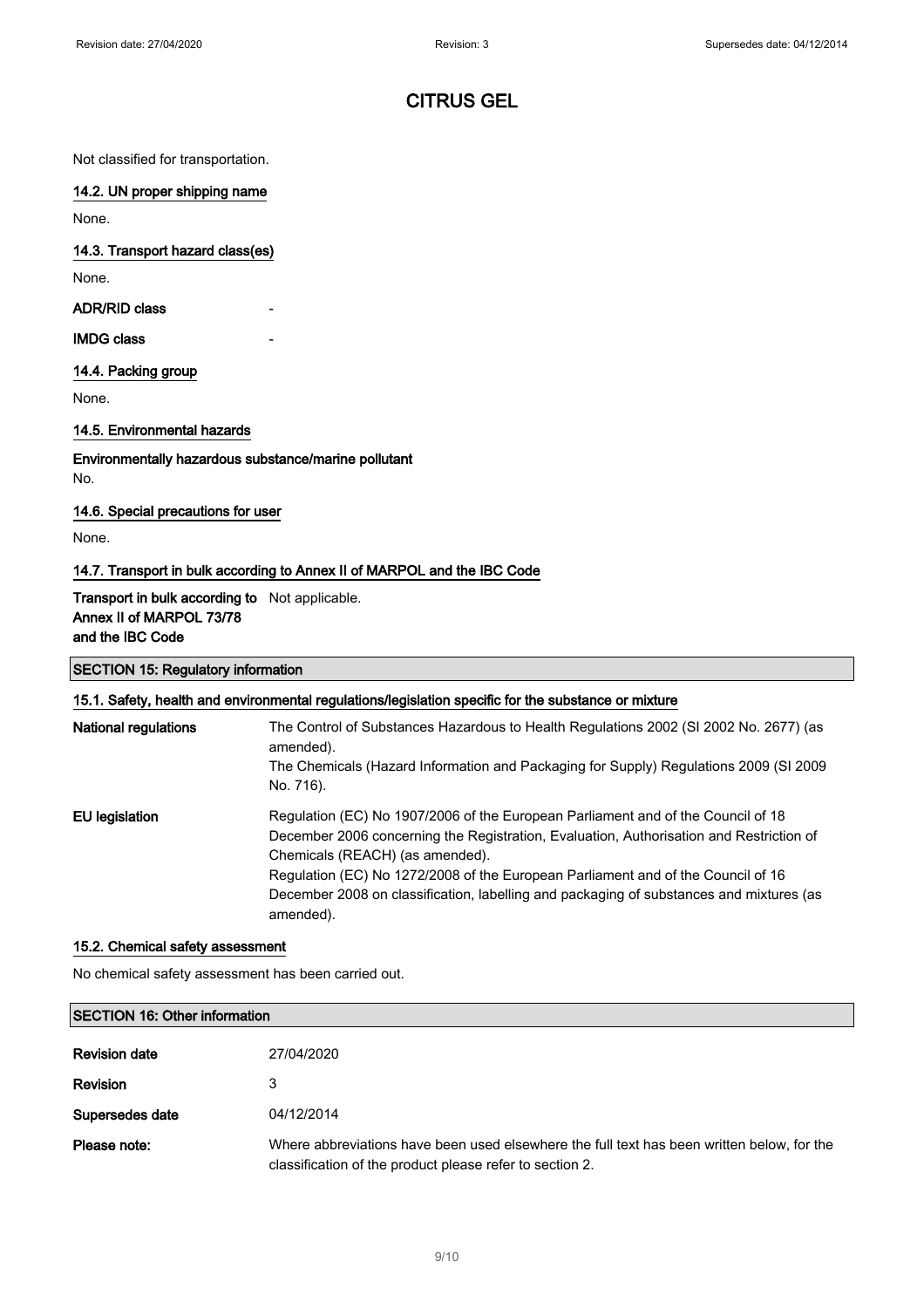Not classified for transportation.

### 14.2. UN proper shipping name

None.

### 14.3. Transport hazard class(es)

None.

| | |
|---|---|
| **ADR/RID class** | - |
| **IMDG class** | - |

### 14.4. Packing group

None.

### 14.5. Environmental hazards

**Environmentally hazardous substance/marine pollutant**

No.

### 14.6. Special precautions for user

None.

### 14.7. Transport in bulk according to Annex II of MARPOL and the IBC Code

| | |
|---|---|
| **Transport in bulk according to Annex II of MARPOL 73/78 and the IBC Code** | Not applicable. |

## SECTION 15: Regulatory information

### 15.1. Safety, health and environmental regulations/legislation specific for the substance or mixture

| | |
|---|---|
| **National regulations** | The Control of Substances Hazardous to Health Regulations 2002 (SI 2002 No. 2677) (as amended).<br>The Chemicals (Hazard Information and Packaging for Supply) Regulations 2009 (SI 2009 No. 716). |
| **EU legislation** | Regulation (EC) No 1907/2006 of the European Parliament and of the Council of 18 December 2006 concerning the Registration, Evaluation, Authorisation and Restriction of Chemicals (REACH) (as amended).<br>Regulation (EC) No 1272/2008 of the European Parliament and of the Council of 16 December 2008 on classification, labelling and packaging of substances and mixtures (as amended). |

### 15.2. Chemical safety assessment

No chemical safety assessment has been carried out.

## SECTION 16: Other information

| | |
|---|---|
| **Revision date** | 27/04/2020 |
| **Revision** | 3 |
| **Supersedes date** | 04/12/2014 |
| **Please note:** | Where abbreviations have been used elsewhere the full text has been written below, for the classification of the product please refer to section 2. |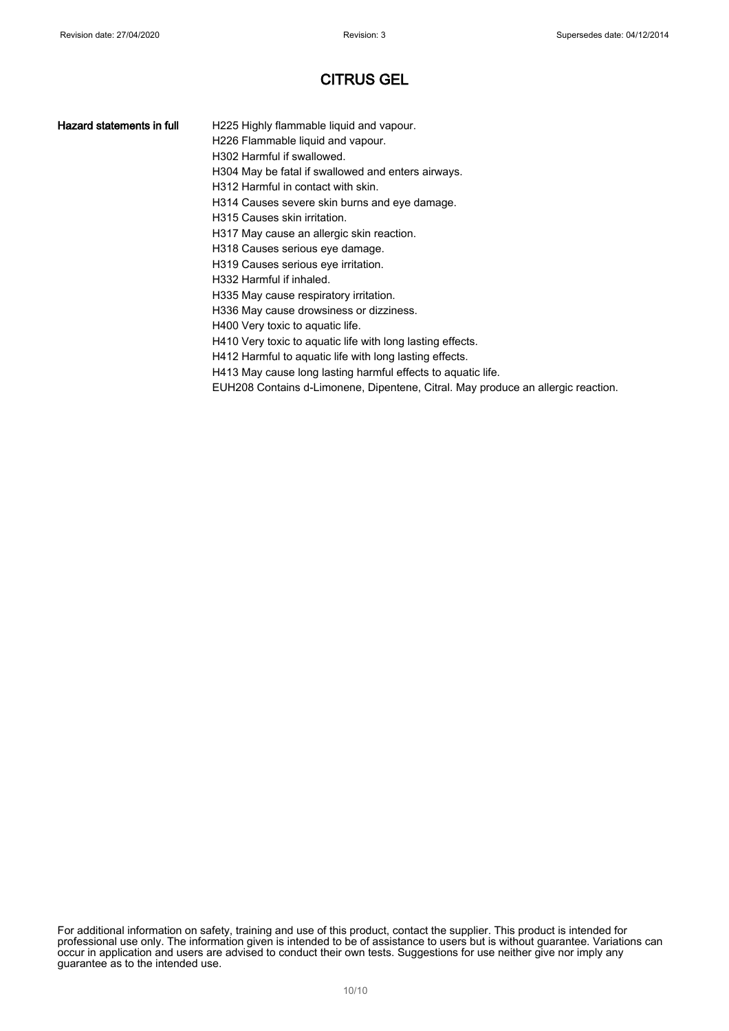# CITRUS GEL

**Hazard statements in full**

H225 Highly flammable liquid and vapour.
H226 Flammable liquid and vapour.
H302 Harmful if swallowed.
H304 May be fatal if swallowed and enters airways.
H312 Harmful in contact with skin.
H314 Causes severe skin burns and eye damage.
H315 Causes skin irritation.
H317 May cause an allergic skin reaction.
H318 Causes serious eye damage.
H319 Causes serious eye irritation.
H332 Harmful if inhaled.
H335 May cause respiratory irritation.
H336 May cause drowsiness or dizziness.
H400 Very toxic to aquatic life.
H410 Very toxic to aquatic life with long lasting effects.
H412 Harmful to aquatic life with long lasting effects.
H413 May cause long lasting harmful effects to aquatic life.
EUH208 Contains d-Limonene, Dipentene, Citral. May produce an allergic reaction.

For additional information on safety, training and use of this product, contact the supplier. This product is intended for professional use only. The information given is intended to be of assistance to users but is without guarantee. Variations can occur in application and users are advised to conduct their own tests. Suggestions for use neither give nor imply any guarantee as to the intended use.